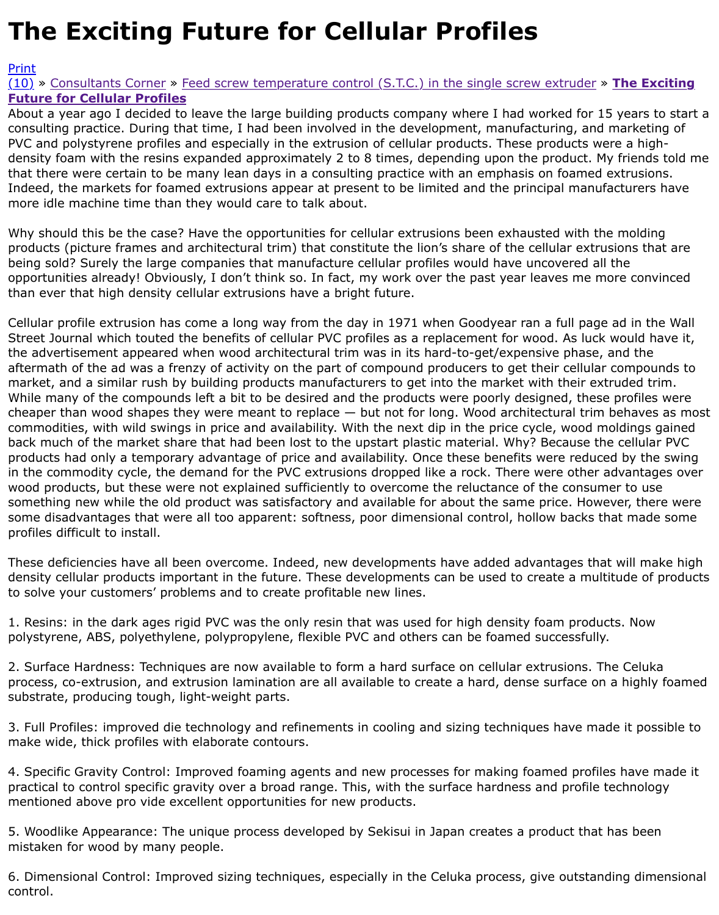# The Exciting Future for Cellular Profiles

Print
(10) » Consultants Corner » Feed screw temperature control (S.T.C.) in the single screw extruder » **The Exciting Future for Cellular Profiles**

About a year ago I decided to leave the large building products company where I had worked for 15 years to start a consulting practice. During that time, I had been involved in the development, manufacturing, and marketing of PVC and polystyrene profiles and especially in the extrusion of cellular products. These products were a high-density foam with the resins expanded approximately 2 to 8 times, depending upon the product. My friends told me that there were certain to be many lean days in a consulting practice with an emphasis on foamed extrusions. Indeed, the markets for foamed extrusions appear at present to be limited and the principal manufacturers have more idle machine time than they would care to talk about.

Why should this be the case? Have the opportunities for cellular extrusions been exhausted with the molding products (picture frames and architectural trim) that constitute the lion's share of the cellular extrusions that are being sold? Surely the large companies that manufacture cellular profiles would have uncovered all the opportunities already! Obviously, I don't think so. In fact, my work over the past year leaves me more convinced than ever that high density cellular extrusions have a bright future.

Cellular profile extrusion has come a long way from the day in 1971 when Goodyear ran a full page ad in the Wall Street Journal which touted the benefits of cellular PVC profiles as a replacement for wood. As luck would have it, the advertisement appeared when wood architectural trim was in its hard-to-get/expensive phase, and the aftermath of the ad was a frenzy of activity on the part of compound producers to get their cellular compounds to market, and a similar rush by building products manufacturers to get into the market with their extruded trim. While many of the compounds left a bit to be desired and the products were poorly designed, these profiles were cheaper than wood shapes they were meant to replace — but not for long. Wood architectural trim behaves as most commodities, with wild swings in price and availability. With the next dip in the price cycle, wood moldings gained back much of the market share that had been lost to the upstart plastic material. Why? Because the cellular PVC products had only a temporary advantage of price and availability. Once these benefits were reduced by the swing in the commodity cycle, the demand for the PVC extrusions dropped like a rock. There were other advantages over wood products, but these were not explained sufficiently to overcome the reluctance of the consumer to use something new while the old product was satisfactory and available for about the same price. However, there were some disadvantages that were all too apparent: softness, poor dimensional control, hollow backs that made some profiles difficult to install.

These deficiencies have all been overcome. Indeed, new developments have added advantages that will make high density cellular products important in the future. These developments can be used to create a multitude of products to solve your customers' problems and to create profitable new lines.

1. Resins: in the dark ages rigid PVC was the only resin that was used for high density foam products. Now polystyrene, ABS, polyethylene, polypropylene, flexible PVC and others can be foamed successfully.

2. Surface Hardness: Techniques are now available to form a hard surface on cellular extrusions. The Celuka process, co-extrusion, and extrusion lamination are all available to create a hard, dense surface on a highly foamed substrate, producing tough, light-weight parts.

3. Full Profiles: improved die technology and refinements in cooling and sizing techniques have made it possible to make wide, thick profiles with elaborate contours.

4. Specific Gravity Control: Improved foaming agents and new processes for making foamed profiles have made it practical to control specific gravity over a broad range. This, with the surface hardness and profile technology mentioned above pro vide excellent opportunities for new products.

5. Woodlike Appearance: The unique process developed by Sekisui in Japan creates a product that has been mistaken for wood by many people.

6. Dimensional Control: Improved sizing techniques, especially in the Celuka process, give outstanding dimensional control.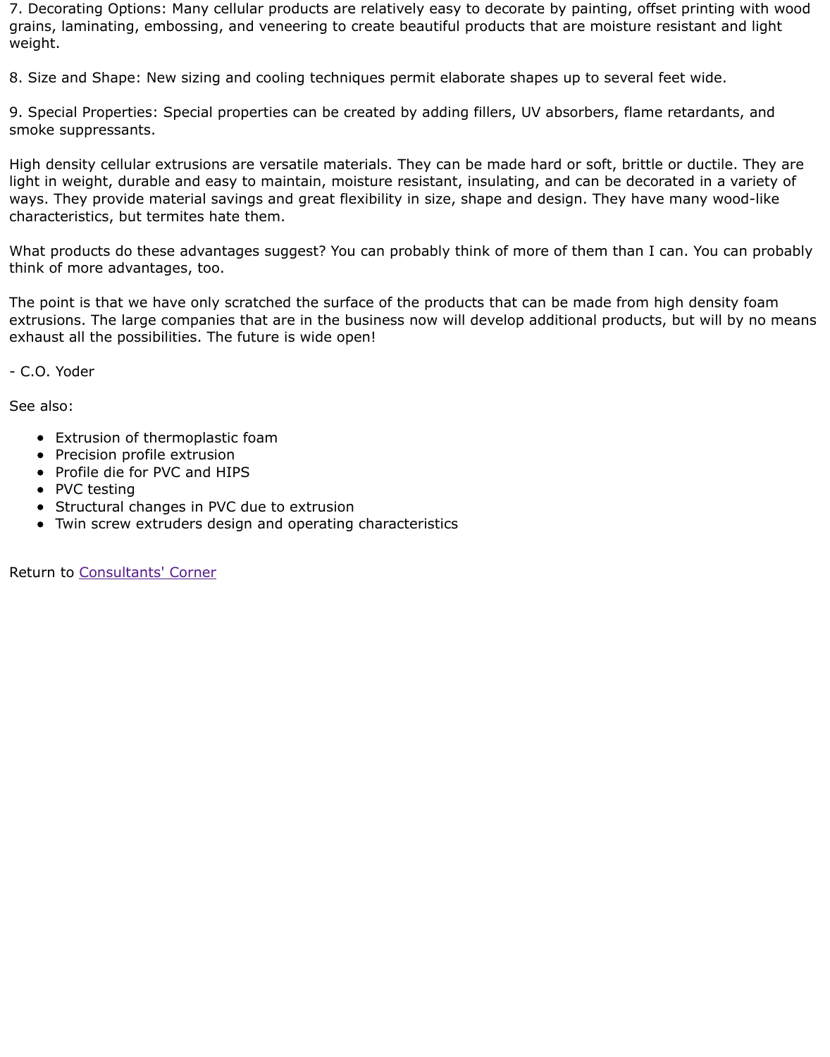7. Decorating Options: Many cellular products are relatively easy to decorate by painting, offset printing with wood grains, laminating, embossing, and veneering to create beautiful products that are moisture resistant and light weight.

8. Size and Shape: New sizing and cooling techniques permit elaborate shapes up to several feet wide.

9. Special Properties: Special properties can be created by adding fillers, UV absorbers, flame retardants, and smoke suppressants.

High density cellular extrusions are versatile materials. They can be made hard or soft, brittle or ductile. They are light in weight, durable and easy to maintain, moisture resistant, insulating, and can be decorated in a variety of ways. They provide material savings and great flexibility in size, shape and design. They have many wood-like characteristics, but termites hate them.

What products do these advantages suggest? You can probably think of more of them than I can. You can probably think of more advantages, too.

The point is that we have only scratched the surface of the products that can be made from high density foam extrusions. The large companies that are in the business now will develop additional products, but will by no means exhaust all the possibilities. The future is wide open!

- C.O. Yoder

See also:

- Extrusion of thermoplastic foam
- Precision profile extrusion
- Profile die for PVC and HIPS
- PVC testing
- Structural changes in PVC due to extrusion
- Twin screw extruders design and operating characteristics

Return to Consultants' Corner